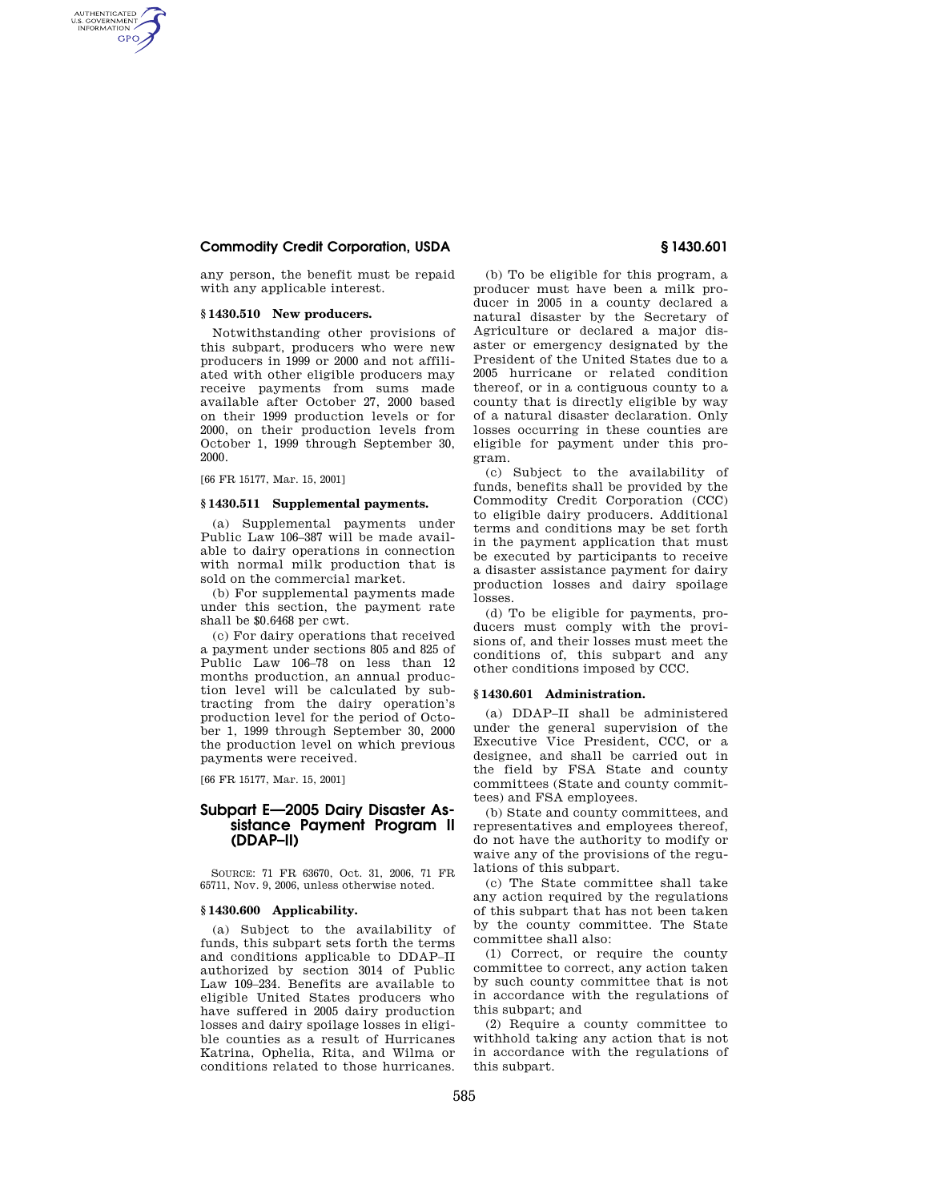any person, the benefit must be repaid with any applicable interest.

### § 1430.510 New producers.

Notwithstanding other provisions of this subpart, producers who were new producers in 1999 or 2000 and not affiliated with other eligible producers may receive payments from sums made available after October 27, 2000 based on their 1999 production levels or for 2000, on their production levels from October 1, 1999 through September 30, 2000.

[66 FR 15177, Mar. 15, 2001]

### § 1430.511 Supplemental payments.

(a) Supplemental payments under Public Law 106–387 will be made available to dairy operations in connection with normal milk production that is sold on the commercial market.

(b) For supplemental payments made under this section, the payment rate shall be $0.6468 per cwt.

(c) For dairy operations that received a payment under sections 805 and 825 of Public Law 106–78 on less than 12 months production, an annual production level will be calculated by subtracting from the dairy operation's production level for the period of October 1, 1999 through September 30, 2000 the production level on which previous payments were received.

[66 FR 15177, Mar. 15, 2001]

## Subpart E—2005 Dairy Disaster Assistance Payment Program II (DDAP–II)

SOURCE: 71 FR 63670, Oct. 31, 2006, 71 FR 65711, Nov. 9, 2006, unless otherwise noted.

### § 1430.600 Applicability.

(a) Subject to the availability of funds, this subpart sets forth the terms and conditions applicable to DDAP–II authorized by section 3014 of Public Law 109–234. Benefits are available to eligible United States producers who have suffered in 2005 dairy production losses and dairy spoilage losses in eligible counties as a result of Hurricanes Katrina, Ophelia, Rita, and Wilma or conditions related to those hurricanes.

(b) To be eligible for this program, a producer must have been a milk producer in 2005 in a county declared a natural disaster by the Secretary of Agriculture or declared a major disaster or emergency designated by the President of the United States due to a 2005 hurricane or related condition thereof, or in a contiguous county to a county that is directly eligible by way of a natural disaster declaration. Only losses occurring in these counties are eligible for payment under this program.

(c) Subject to the availability of funds, benefits shall be provided by the Commodity Credit Corporation (CCC) to eligible dairy producers. Additional terms and conditions may be set forth in the payment application that must be executed by participants to receive a disaster assistance payment for dairy production losses and dairy spoilage losses.

(d) To be eligible for payments, producers must comply with the provisions of, and their losses must meet the conditions of, this subpart and any other conditions imposed by CCC.

### § 1430.601 Administration.

(a) DDAP–II shall be administered under the general supervision of the Executive Vice President, CCC, or a designee, and shall be carried out in the field by FSA State and county committees (State and county committees) and FSA employees.

(b) State and county committees, and representatives and employees thereof, do not have the authority to modify or waive any of the provisions of the regulations of this subpart.

(c) The State committee shall take any action required by the regulations of this subpart that has not been taken by the county committee. The State committee shall also:

(1) Correct, or require the county committee to correct, any action taken by such county committee that is not in accordance with the regulations of this subpart; and

(2) Require a county committee to withhold taking any action that is not in accordance with the regulations of this subpart.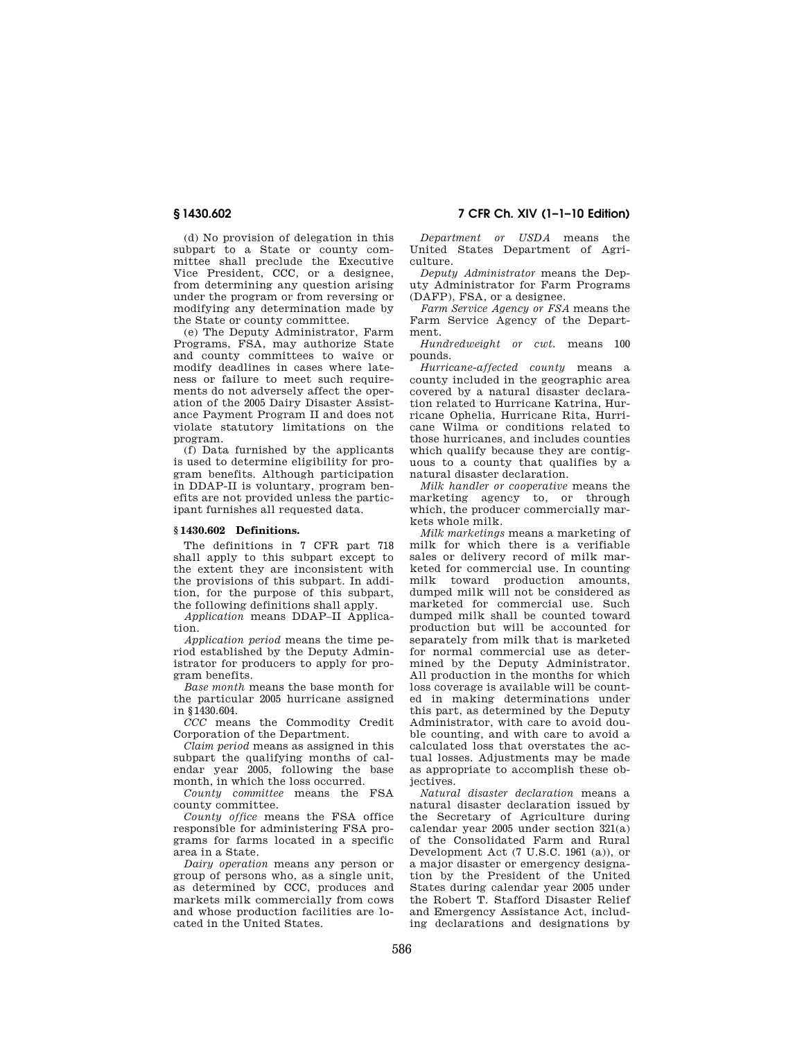(d) No provision of delegation in this subpart to a State or county committee shall preclude the Executive Vice President, CCC, or a designee, from determining any question arising under the program or from reversing or modifying any determination made by the State or county committee.

(e) The Deputy Administrator, Farm Programs, FSA, may authorize State and county committees to waive or modify deadlines in cases where lateness or failure to meet such requirements do not adversely affect the operation of the 2005 Dairy Disaster Assistance Payment Program II and does not violate statutory limitations on the program.

(f) Data furnished by the applicants is used to determine eligibility for program benefits. Although participation in DDAP-II is voluntary, program benefits are not provided unless the participant furnishes all requested data.

## § 1430.602 Definitions.

The definitions in 7 CFR part 718 shall apply to this subpart except to the extent they are inconsistent with the provisions of this subpart. In addition, for the purpose of this subpart, the following definitions shall apply.

*Application* means DDAP–II Application.

*Application period* means the time period established by the Deputy Administrator for producers to apply for program benefits.

*Base month* means the base month for the particular 2005 hurricane assigned in §1430.604.

*CCC* means the Commodity Credit Corporation of the Department.

*Claim period* means as assigned in this subpart the qualifying months of calendar year 2005, following the base month, in which the loss occurred.

*County committee* means the FSA county committee.

*County office* means the FSA office responsible for administering FSA programs for farms located in a specific area in a State.

*Dairy operation* means any person or group of persons who, as a single unit, as determined by CCC, produces and markets milk commercially from cows and whose production facilities are located in the United States.

*Department or USDA* means the United States Department of Agriculture.

*Deputy Administrator* means the Deputy Administrator for Farm Programs (DAFP), FSA, or a designee.

*Farm Service Agency or FSA* means the Farm Service Agency of the Department.

*Hundredweight or cwt.* means 100 pounds.

*Hurricane-affected county* means a county included in the geographic area covered by a natural disaster declaration related to Hurricane Katrina, Hurricane Ophelia, Hurricane Rita, Hurricane Wilma or conditions related to those hurricanes, and includes counties which qualify because they are contiguous to a county that qualifies by a natural disaster declaration.

*Milk handler or cooperative* means the marketing agency to, or through which, the producer commercially markets whole milk.

*Milk marketings* means a marketing of milk for which there is a verifiable sales or delivery record of milk marketed for commercial use. In counting milk toward production amounts, dumped milk will not be considered as marketed for commercial use. Such dumped milk shall be counted toward production but will be accounted for separately from milk that is marketed for normal commercial use as determined by the Deputy Administrator. All production in the months for which loss coverage is available will be counted in making determinations under this part, as determined by the Deputy Administrator, with care to avoid double counting, and with care to avoid a calculated loss that overstates the actual losses. Adjustments may be made as appropriate to accomplish these objectives.

*Natural disaster declaration* means a natural disaster declaration issued by the Secretary of Agriculture during calendar year 2005 under section 321(a) of the Consolidated Farm and Rural Development Act (7 U.S.C. 1961 (a)), or a major disaster or emergency designation by the President of the United States during calendar year 2005 under the Robert T. Stafford Disaster Relief and Emergency Assistance Act, including declarations and designations by